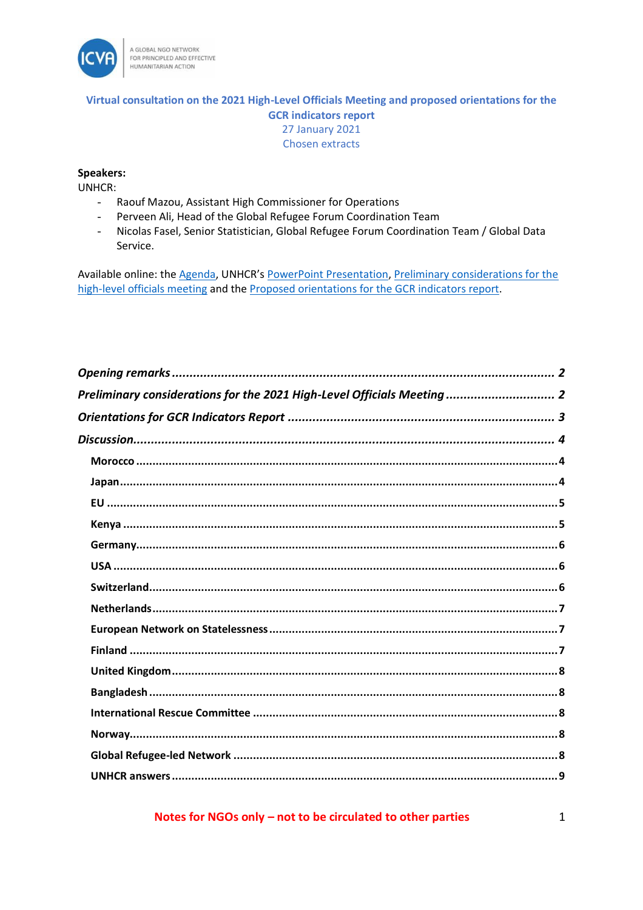A GLOBAL NGO NETWORK FOR PRINCIPLED AND EFFECTIVE HUMANITARIAN ACTION

# Virtual consultation on the 2021 High-Level Officials Meeting and proposed orientations for the GCR indicators report

27 January 2021

Chosen extracts

**Speakers:**

UNHCR:

- Raouf Mazou, Assistant High Commissioner for Operations
- Perveen Ali, Head of the Global Refugee Forum Coordination Team
- Nicolas Fasel, Senior Statistician, Global Refugee Forum Coordination Team / Global Data Service.

Available online: the Agenda, UNHCR's PowerPoint Presentation, Preliminary considerations for the high-level officials meeting and the Proposed orientations for the GCR indicators report.

*Opening remarks* .......... 2

*Preliminary considerations for the 2021 High-Level Officials Meeting* .......... 2

*Orientations for GCR Indicators Report* .......... 3

*Discussion* .......... 4

- **Morocco** .......... 4
- **Japan** .......... 4
- **EU** .......... 5
- **Kenya** .......... 5
- **Germany** .......... 6
- **USA** .......... 6
- **Switzerland** .......... 6
- **Netherlands** .......... 7
- **European Network on Statelessness** .......... 7
- **Finland** .......... 7
- **United Kingdom** .......... 8
- **Bangladesh** .......... 8
- **International Rescue Committee** .......... 8
- **Norway** .......... 8
- **Global Refugee-led Network** .......... 8
- **UNHCR answers** .......... 9

Notes for NGOs only – not to be circulated to other parties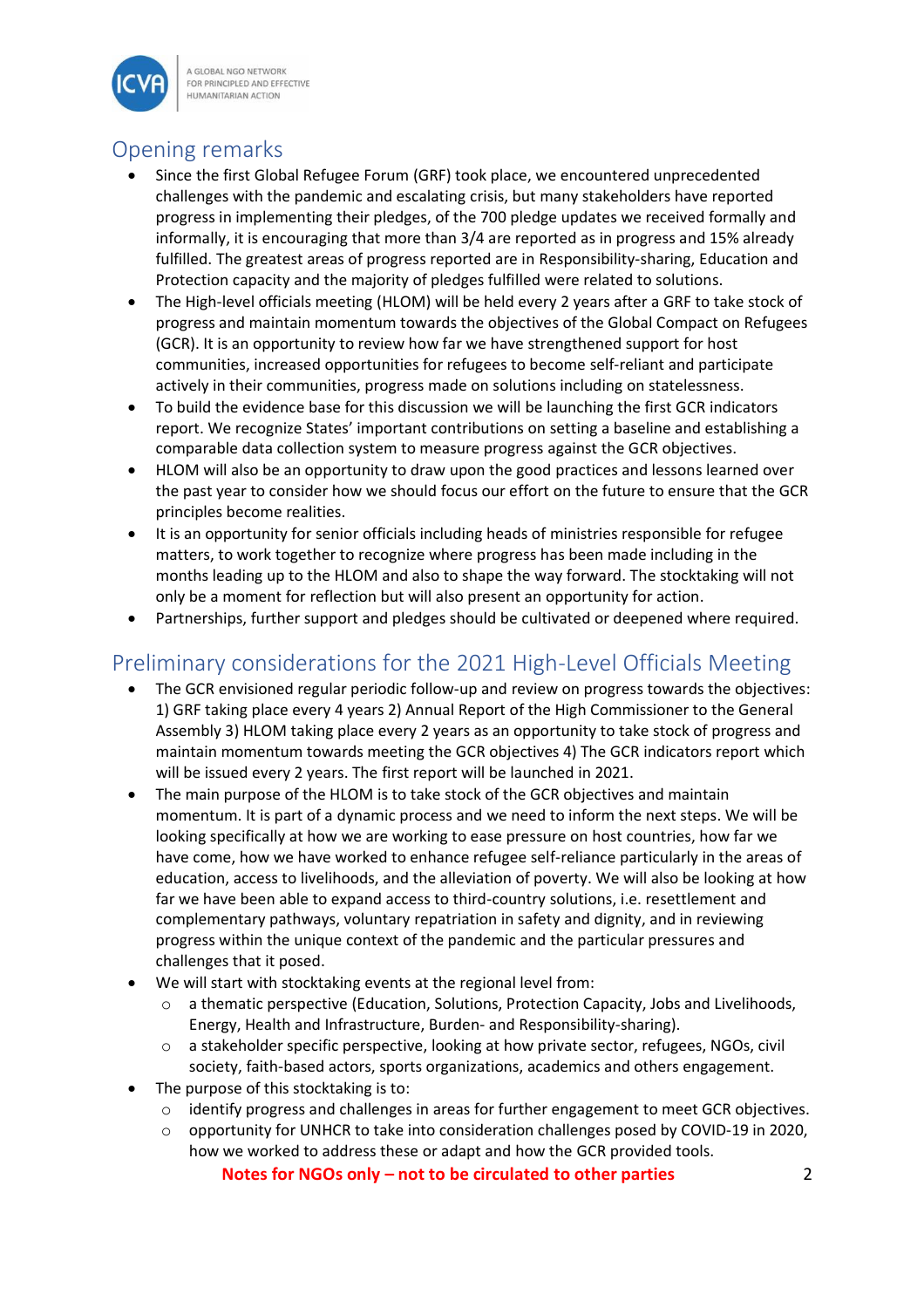## Opening remarks

- Since the first Global Refugee Forum (GRF) took place, we encountered unprecedented challenges with the pandemic and escalating crisis, but many stakeholders have reported progress in implementing their pledges, of the 700 pledge updates we received formally and informally, it is encouraging that more than 3/4 are reported as in progress and 15% already fulfilled. The greatest areas of progress reported are in Responsibility-sharing, Education and Protection capacity and the majority of pledges fulfilled were related to solutions.
- The High-level officials meeting (HLOM) will be held every 2 years after a GRF to take stock of progress and maintain momentum towards the objectives of the Global Compact on Refugees (GCR). It is an opportunity to review how far we have strengthened support for host communities, increased opportunities for refugees to become self-reliant and participate actively in their communities, progress made on solutions including on statelessness.
- To build the evidence base for this discussion we will be launching the first GCR indicators report. We recognize States' important contributions on setting a baseline and establishing a comparable data collection system to measure progress against the GCR objectives.
- HLOM will also be an opportunity to draw upon the good practices and lessons learned over the past year to consider how we should focus our effort on the future to ensure that the GCR principles become realities.
- It is an opportunity for senior officials including heads of ministries responsible for refugee matters, to work together to recognize where progress has been made including in the months leading up to the HLOM and also to shape the way forward. The stocktaking will not only be a moment for reflection but will also present an opportunity for action.
- Partnerships, further support and pledges should be cultivated or deepened where required.

## Preliminary considerations for the 2021 High-Level Officials Meeting

- The GCR envisioned regular periodic follow-up and review on progress towards the objectives: 1) GRF taking place every 4 years 2) Annual Report of the High Commissioner to the General Assembly 3) HLOM taking place every 2 years as an opportunity to take stock of progress and maintain momentum towards meeting the GCR objectives 4) The GCR indicators report which will be issued every 2 years. The first report will be launched in 2021.
- The main purpose of the HLOM is to take stock of the GCR objectives and maintain momentum. It is part of a dynamic process and we need to inform the next steps. We will be looking specifically at how we are working to ease pressure on host countries, how far we have come, how we have worked to enhance refugee self-reliance particularly in the areas of education, access to livelihoods, and the alleviation of poverty. We will also be looking at how far we have been able to expand access to third-country solutions, i.e. resettlement and complementary pathways, voluntary repatriation in safety and dignity, and in reviewing progress within the unique context of the pandemic and the particular pressures and challenges that it posed.
- We will start with stocktaking events at the regional level from:
  - a thematic perspective (Education, Solutions, Protection Capacity, Jobs and Livelihoods, Energy, Health and Infrastructure, Burden- and Responsibility-sharing).
  - a stakeholder specific perspective, looking at how private sector, refugees, NGOs, civil society, faith-based actors, sports organizations, academics and others engagement.
- The purpose of this stocktaking is to:
  - identify progress and challenges in areas for further engagement to meet GCR objectives.
  - opportunity for UNHCR to take into consideration challenges posed by COVID-19 in 2020, how we worked to address these or adapt and how the GCR provided tools.

**Notes for NGOs only – not to be circulated to other parties**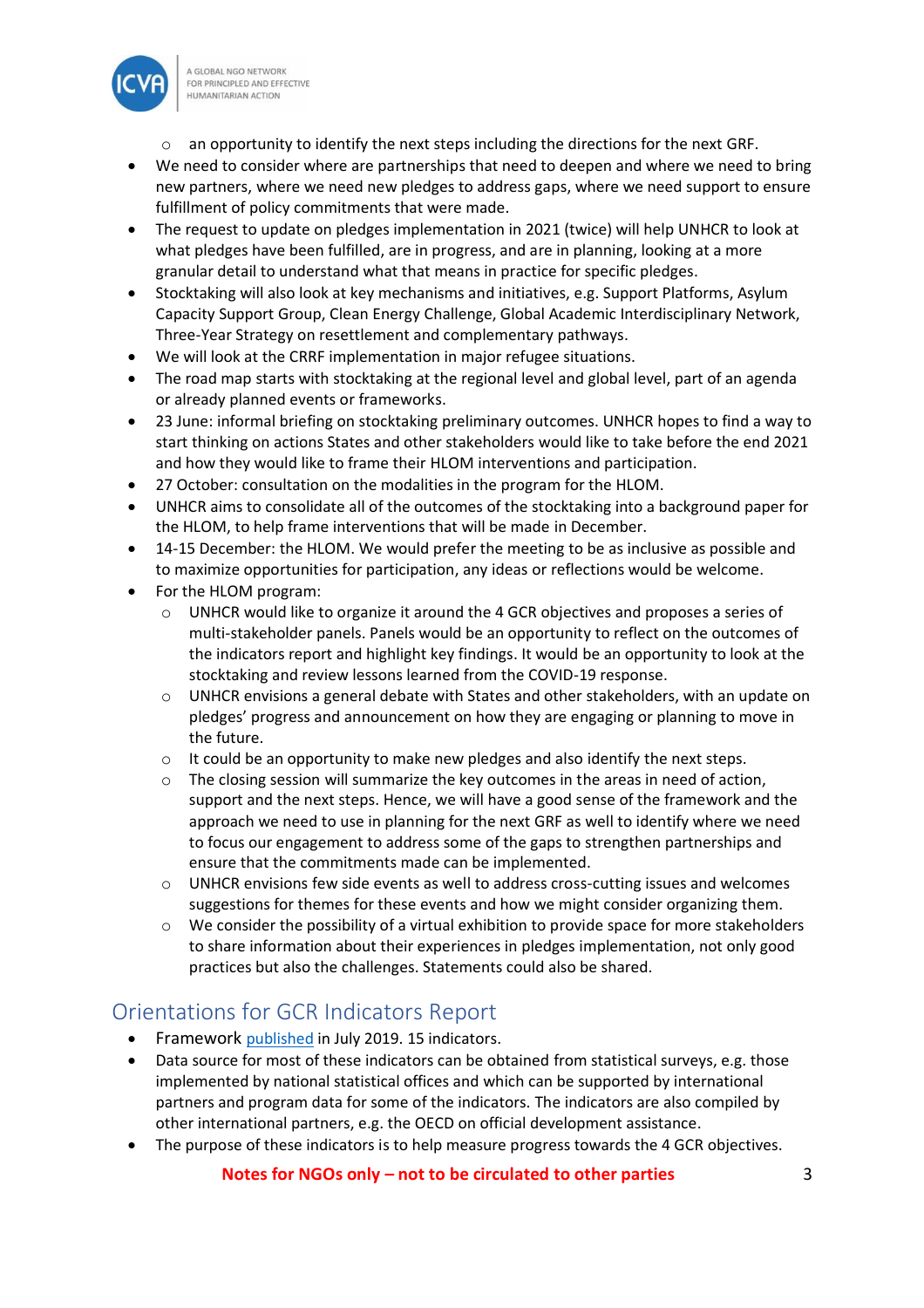- an opportunity to identify the next steps including the directions for the next GRF.

- We need to consider where are partnerships that need to deepen and where we need to bring new partners, where we need new pledges to address gaps, where we need support to ensure fulfillment of policy commitments that were made.
- The request to update on pledges implementation in 2021 (twice) will help UNHCR to look at what pledges have been fulfilled, are in progress, and are in planning, looking at a more granular detail to understand what that means in practice for specific pledges.
- Stocktaking will also look at key mechanisms and initiatives, e.g. Support Platforms, Asylum Capacity Support Group, Clean Energy Challenge, Global Academic Interdisciplinary Network, Three-Year Strategy on resettlement and complementary pathways.
- We will look at the CRRF implementation in major refugee situations.
- The road map starts with stocktaking at the regional level and global level, part of an agenda or already planned events or frameworks.
- 23 June: informal briefing on stocktaking preliminary outcomes. UNHCR hopes to find a way to start thinking on actions States and other stakeholders would like to take before the end 2021 and how they would like to frame their HLOM interventions and participation.
- 27 October: consultation on the modalities in the program for the HLOM.
- UNHCR aims to consolidate all of the outcomes of the stocktaking into a background paper for the HLOM, to help frame interventions that will be made in December.
- 14-15 December: the HLOM. We would prefer the meeting to be as inclusive as possible and to maximize opportunities for participation, any ideas or reflections would be welcome.
- For the HLOM program:
  - UNHCR would like to organize it around the 4 GCR objectives and proposes a series of multi-stakeholder panels. Panels would be an opportunity to reflect on the outcomes of the indicators report and highlight key findings. It would be an opportunity to look at the stocktaking and review lessons learned from the COVID-19 response.
  - UNHCR envisions a general debate with States and other stakeholders, with an update on pledges' progress and announcement on how they are engaging or planning to move in the future.
  - It could be an opportunity to make new pledges and also identify the next steps.
  - The closing session will summarize the key outcomes in the areas in need of action, support and the next steps. Hence, we will have a good sense of the framework and the approach we need to use in planning for the next GRF as well to identify where we need to focus our engagement to address some of the gaps to strengthen partnerships and ensure that the commitments made can be implemented.
  - UNHCR envisions few side events as well to address cross-cutting issues and welcomes suggestions for themes for these events and how we might consider organizing them.
  - We consider the possibility of a virtual exhibition to provide space for more stakeholders to share information about their experiences in pledges implementation, not only good practices but also the challenges. Statements could also be shared.

## Orientations for GCR Indicators Report

- Framework published in July 2019. 15 indicators.
- Data source for most of these indicators can be obtained from statistical surveys, e.g. those implemented by national statistical offices and which can be supported by international partners and program data for some of the indicators. The indicators are also compiled by other international partners, e.g. the OECD on official development assistance.
- The purpose of these indicators is to help measure progress towards the 4 GCR objectives.

**Notes for NGOs only – not to be circulated to other parties**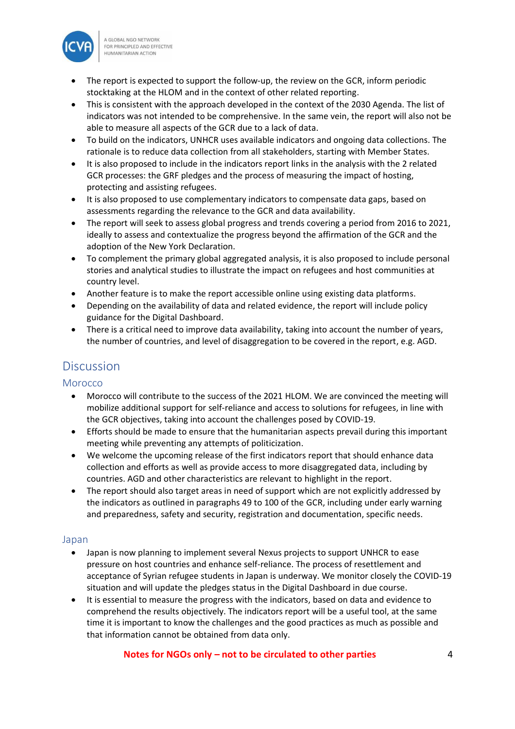- The report is expected to support the follow-up, the review on the GCR, inform periodic stocktaking at the HLOM and in the context of other related reporting.
- This is consistent with the approach developed in the context of the 2030 Agenda. The list of indicators was not intended to be comprehensive. In the same vein, the report will also not be able to measure all aspects of the GCR due to a lack of data.
- To build on the indicators, UNHCR uses available indicators and ongoing data collections. The rationale is to reduce data collection from all stakeholders, starting with Member States.
- It is also proposed to include in the indicators report links in the analysis with the 2 related GCR processes: the GRF pledges and the process of measuring the impact of hosting, protecting and assisting refugees.
- It is also proposed to use complementary indicators to compensate data gaps, based on assessments regarding the relevance to the GCR and data availability.
- The report will seek to assess global progress and trends covering a period from 2016 to 2021, ideally to assess and contextualize the progress beyond the affirmation of the GCR and the adoption of the New York Declaration.
- To complement the primary global aggregated analysis, it is also proposed to include personal stories and analytical studies to illustrate the impact on refugees and host communities at country level.
- Another feature is to make the report accessible online using existing data platforms.
- Depending on the availability of data and related evidence, the report will include policy guidance for the Digital Dashboard.
- There is a critical need to improve data availability, taking into account the number of years, the number of countries, and level of disaggregation to be covered in the report, e.g. AGD.

# Discussion

## Morocco

- Morocco will contribute to the success of the 2021 HLOM. We are convinced the meeting will mobilize additional support for self-reliance and access to solutions for refugees, in line with the GCR objectives, taking into account the challenges posed by COVID-19.
- Efforts should be made to ensure that the humanitarian aspects prevail during this important meeting while preventing any attempts of politicization.
- We welcome the upcoming release of the first indicators report that should enhance data collection and efforts as well as provide access to more disaggregated data, including by countries. AGD and other characteristics are relevant to highlight in the report.
- The report should also target areas in need of support which are not explicitly addressed by the indicators as outlined in paragraphs 49 to 100 of the GCR, including under early warning and preparedness, safety and security, registration and documentation, specific needs.

## Japan

- Japan is now planning to implement several Nexus projects to support UNHCR to ease pressure on host countries and enhance self-reliance. The process of resettlement and acceptance of Syrian refugee students in Japan is underway. We monitor closely the COVID-19 situation and will update the pledges status in the Digital Dashboard in due course.
- It is essential to measure the progress with the indicators, based on data and evidence to comprehend the results objectively. The indicators report will be a useful tool, at the same time it is important to know the challenges and the good practices as much as possible and that information cannot be obtained from data only.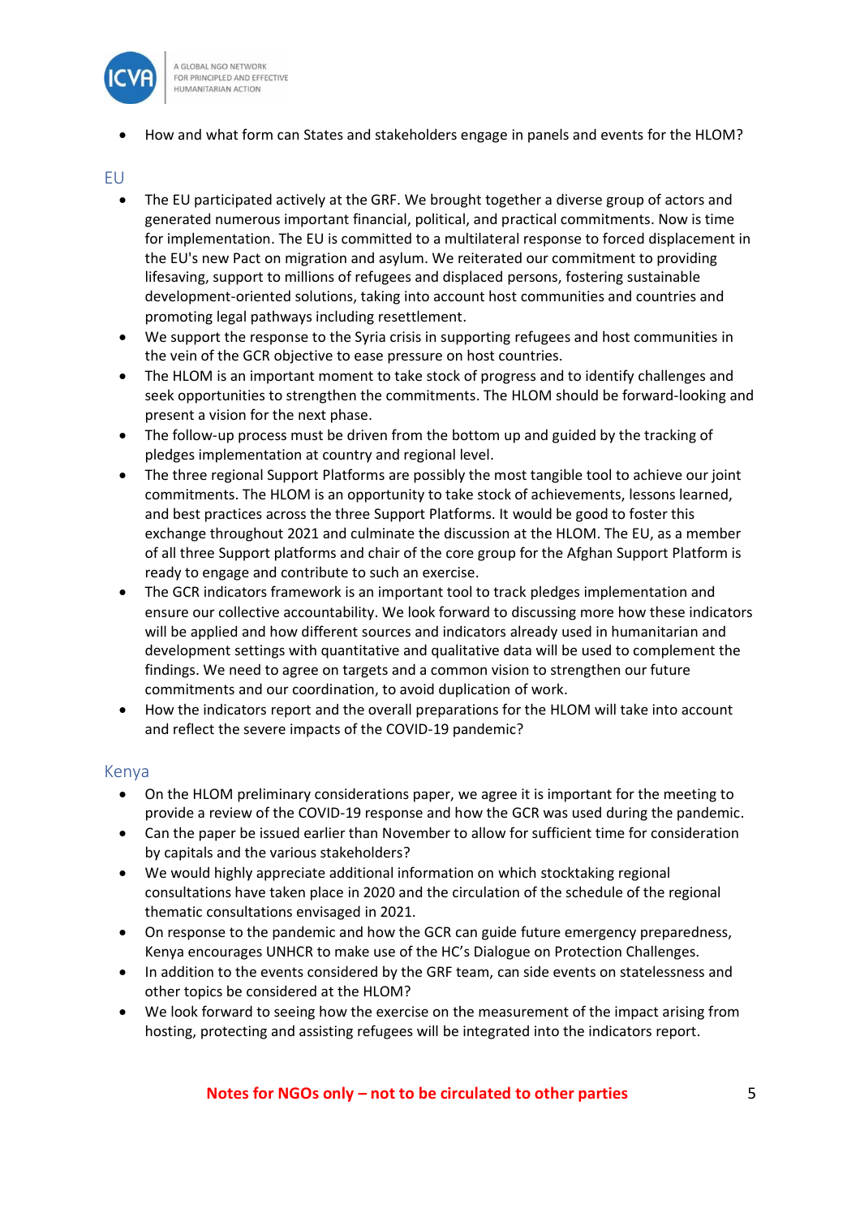- How and what form can States and stakeholders engage in panels and events for the HLOM?

## EU

- The EU participated actively at the GRF. We brought together a diverse group of actors and generated numerous important financial, political, and practical commitments. Now is time for implementation. The EU is committed to a multilateral response to forced displacement in the EU's new Pact on migration and asylum. We reiterated our commitment to providing lifesaving, support to millions of refugees and displaced persons, fostering sustainable development-oriented solutions, taking into account host communities and countries and promoting legal pathways including resettlement.
- We support the response to the Syria crisis in supporting refugees and host communities in the vein of the GCR objective to ease pressure on host countries.
- The HLOM is an important moment to take stock of progress and to identify challenges and seek opportunities to strengthen the commitments. The HLOM should be forward-looking and present a vision for the next phase.
- The follow-up process must be driven from the bottom up and guided by the tracking of pledges implementation at country and regional level.
- The three regional Support Platforms are possibly the most tangible tool to achieve our joint commitments. The HLOM is an opportunity to take stock of achievements, lessons learned, and best practices across the three Support Platforms. It would be good to foster this exchange throughout 2021 and culminate the discussion at the HLOM. The EU, as a member of all three Support platforms and chair of the core group for the Afghan Support Platform is ready to engage and contribute to such an exercise.
- The GCR indicators framework is an important tool to track pledges implementation and ensure our collective accountability. We look forward to discussing more how these indicators will be applied and how different sources and indicators already used in humanitarian and development settings with quantitative and qualitative data will be used to complement the findings. We need to agree on targets and a common vision to strengthen our future commitments and our coordination, to avoid duplication of work.
- How the indicators report and the overall preparations for the HLOM will take into account and reflect the severe impacts of the COVID-19 pandemic?

## Kenya

- On the HLOM preliminary considerations paper, we agree it is important for the meeting to provide a review of the COVID-19 response and how the GCR was used during the pandemic.
- Can the paper be issued earlier than November to allow for sufficient time for consideration by capitals and the various stakeholders?
- We would highly appreciate additional information on which stocktaking regional consultations have taken place in 2020 and the circulation of the schedule of the regional thematic consultations envisaged in 2021.
- On response to the pandemic and how the GCR can guide future emergency preparedness, Kenya encourages UNHCR to make use of the HC's Dialogue on Protection Challenges.
- In addition to the events considered by the GRF team, can side events on statelessness and other topics be considered at the HLOM?
- We look forward to seeing how the exercise on the measurement of the impact arising from hosting, protecting and assisting refugees will be integrated into the indicators report.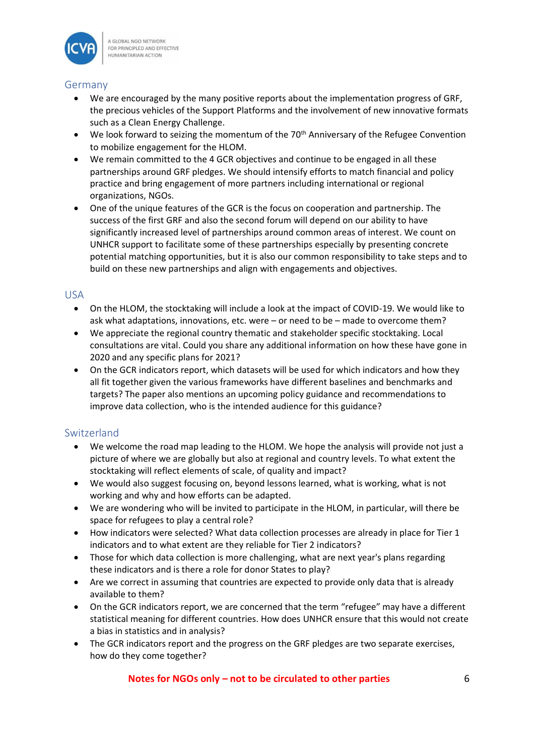## Germany

- We are encouraged by the many positive reports about the implementation progress of GRF, the precious vehicles of the Support Platforms and the involvement of new innovative formats such as a Clean Energy Challenge.
- We look forward to seizing the momentum of the 70th Anniversary of the Refugee Convention to mobilize engagement for the HLOM.
- We remain committed to the 4 GCR objectives and continue to be engaged in all these partnerships around GRF pledges. We should intensify efforts to match financial and policy practice and bring engagement of more partners including international or regional organizations, NGOs.
- One of the unique features of the GCR is the focus on cooperation and partnership. The success of the first GRF and also the second forum will depend on our ability to have significantly increased level of partnerships around common areas of interest. We count on UNHCR support to facilitate some of these partnerships especially by presenting concrete potential matching opportunities, but it is also our common responsibility to take steps and to build on these new partnerships and align with engagements and objectives.

## USA

- On the HLOM, the stocktaking will include a look at the impact of COVID-19. We would like to ask what adaptations, innovations, etc. were – or need to be – made to overcome them?
- We appreciate the regional country thematic and stakeholder specific stocktaking. Local consultations are vital. Could you share any additional information on how these have gone in 2020 and any specific plans for 2021?
- On the GCR indicators report, which datasets will be used for which indicators and how they all fit together given the various frameworks have different baselines and benchmarks and targets? The paper also mentions an upcoming policy guidance and recommendations to improve data collection, who is the intended audience for this guidance?

## Switzerland

- We welcome the road map leading to the HLOM. We hope the analysis will provide not just a picture of where we are globally but also at regional and country levels. To what extent the stocktaking will reflect elements of scale, of quality and impact?
- We would also suggest focusing on, beyond lessons learned, what is working, what is not working and why and how efforts can be adapted.
- We are wondering who will be invited to participate in the HLOM, in particular, will there be space for refugees to play a central role?
- How indicators were selected? What data collection processes are already in place for Tier 1 indicators and to what extent are they reliable for Tier 2 indicators?
- Those for which data collection is more challenging, what are next year's plans regarding these indicators and is there a role for donor States to play?
- Are we correct in assuming that countries are expected to provide only data that is already available to them?
- On the GCR indicators report, we are concerned that the term "refugee" may have a different statistical meaning for different countries. How does UNHCR ensure that this would not create a bias in statistics and in analysis?
- The GCR indicators report and the progress on the GRF pledges are two separate exercises, how do they come together?

**Notes for NGOs only – not to be circulated to other parties**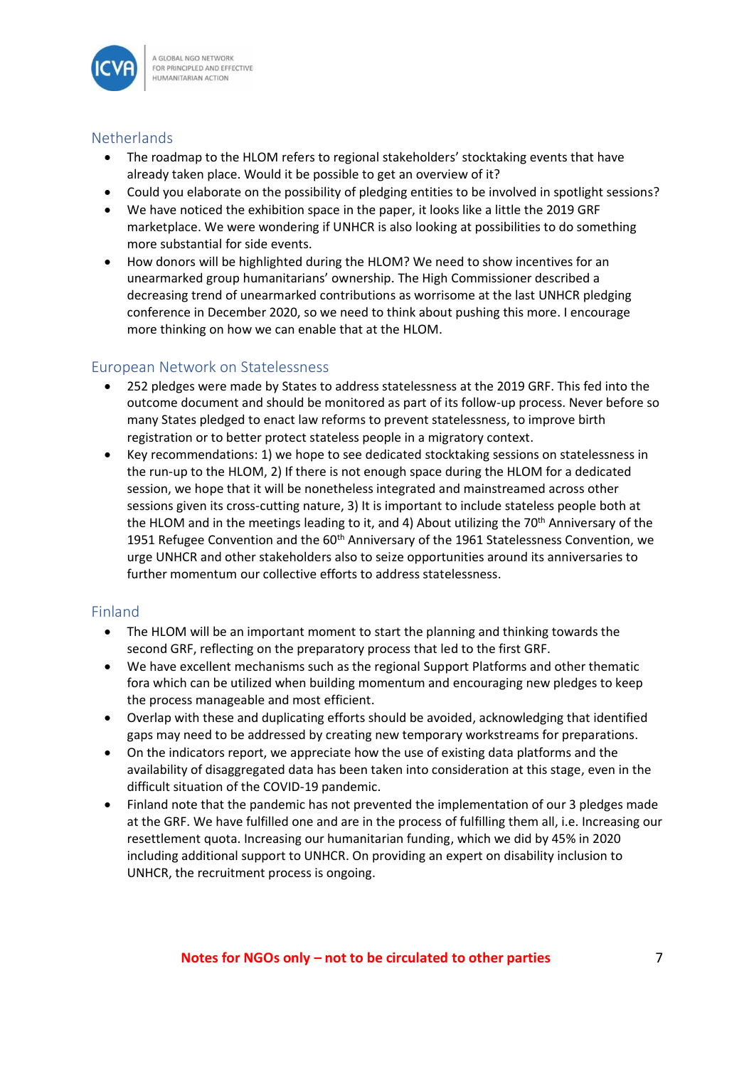## Netherlands

- The roadmap to the HLOM refers to regional stakeholders' stocktaking events that have already taken place. Would it be possible to get an overview of it?
- Could you elaborate on the possibility of pledging entities to be involved in spotlight sessions?
- We have noticed the exhibition space in the paper, it looks like a little the 2019 GRF marketplace. We were wondering if UNHCR is also looking at possibilities to do something more substantial for side events.
- How donors will be highlighted during the HLOM? We need to show incentives for an unearmarked group humanitarians' ownership. The High Commissioner described a decreasing trend of unearmarked contributions as worrisome at the last UNHCR pledging conference in December 2020, so we need to think about pushing this more. I encourage more thinking on how we can enable that at the HLOM.

## European Network on Statelessness

- 252 pledges were made by States to address statelessness at the 2019 GRF. This fed into the outcome document and should be monitored as part of its follow-up process. Never before so many States pledged to enact law reforms to prevent statelessness, to improve birth registration or to better protect stateless people in a migratory context.
- Key recommendations: 1) we hope to see dedicated stocktaking sessions on statelessness in the run-up to the HLOM, 2) If there is not enough space during the HLOM for a dedicated session, we hope that it will be nonetheless integrated and mainstreamed across other sessions given its cross-cutting nature, 3) It is important to include stateless people both at the HLOM and in the meetings leading to it, and 4) About utilizing the 70th Anniversary of the 1951 Refugee Convention and the 60th Anniversary of the 1961 Statelessness Convention, we urge UNHCR and other stakeholders also to seize opportunities around its anniversaries to further momentum our collective efforts to address statelessness.

## Finland

- The HLOM will be an important moment to start the planning and thinking towards the second GRF, reflecting on the preparatory process that led to the first GRF.
- We have excellent mechanisms such as the regional Support Platforms and other thematic fora which can be utilized when building momentum and encouraging new pledges to keep the process manageable and most efficient.
- Overlap with these and duplicating efforts should be avoided, acknowledging that identified gaps may need to be addressed by creating new temporary workstreams for preparations.
- On the indicators report, we appreciate how the use of existing data platforms and the availability of disaggregated data has been taken into consideration at this stage, even in the difficult situation of the COVID-19 pandemic.
- Finland note that the pandemic has not prevented the implementation of our 3 pledges made at the GRF. We have fulfilled one and are in the process of fulfilling them all, i.e. Increasing our resettlement quota. Increasing our humanitarian funding, which we did by 45% in 2020 including additional support to UNHCR. On providing an expert on disability inclusion to UNHCR, the recruitment process is ongoing.

**Notes for NGOs only – not to be circulated to other parties**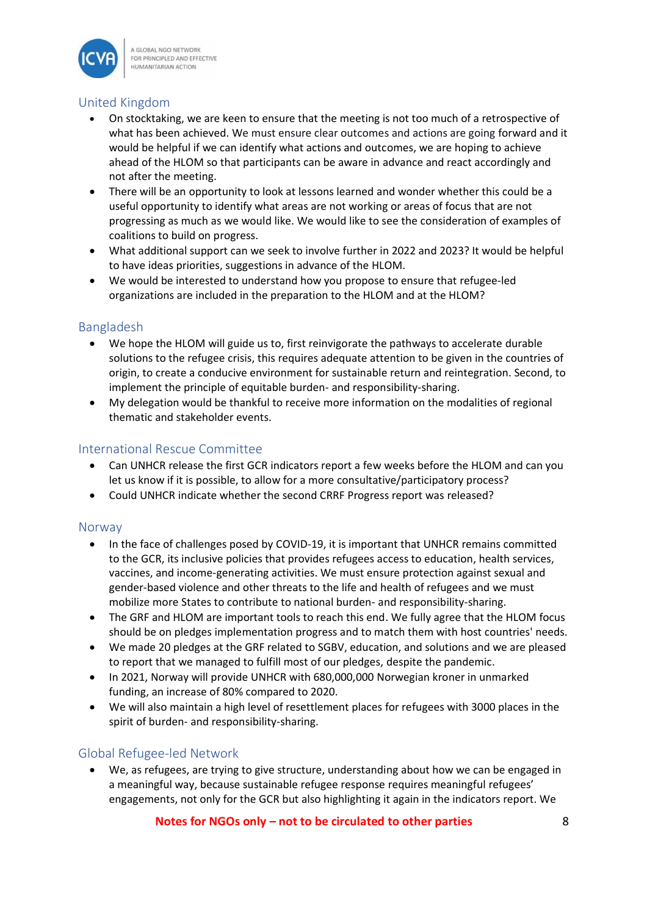## United Kingdom

- On stocktaking, we are keen to ensure that the meeting is not too much of a retrospective of what has been achieved. We must ensure clear outcomes and actions are going forward and it would be helpful if we can identify what actions and outcomes, we are hoping to achieve ahead of the HLOM so that participants can be aware in advance and react accordingly and not after the meeting.
- There will be an opportunity to look at lessons learned and wonder whether this could be a useful opportunity to identify what areas are not working or areas of focus that are not progressing as much as we would like. We would like to see the consideration of examples of coalitions to build on progress.
- What additional support can we seek to involve further in 2022 and 2023? It would be helpful to have ideas priorities, suggestions in advance of the HLOM.
- We would be interested to understand how you propose to ensure that refugee-led organizations are included in the preparation to the HLOM and at the HLOM?

## Bangladesh

- We hope the HLOM will guide us to, first reinvigorate the pathways to accelerate durable solutions to the refugee crisis, this requires adequate attention to be given in the countries of origin, to create a conducive environment for sustainable return and reintegration. Second, to implement the principle of equitable burden- and responsibility-sharing.
- My delegation would be thankful to receive more information on the modalities of regional thematic and stakeholder events.

## International Rescue Committee

- Can UNHCR release the first GCR indicators report a few weeks before the HLOM and can you let us know if it is possible, to allow for a more consultative/participatory process?
- Could UNHCR indicate whether the second CRRF Progress report was released?

## Norway

- In the face of challenges posed by COVID-19, it is important that UNHCR remains committed to the GCR, its inclusive policies that provides refugees access to education, health services, vaccines, and income-generating activities. We must ensure protection against sexual and gender-based violence and other threats to the life and health of refugees and we must mobilize more States to contribute to national burden- and responsibility-sharing.
- The GRF and HLOM are important tools to reach this end. We fully agree that the HLOM focus should be on pledges implementation progress and to match them with host countries' needs.
- We made 20 pledges at the GRF related to SGBV, education, and solutions and we are pleased to report that we managed to fulfill most of our pledges, despite the pandemic.
- In 2021, Norway will provide UNHCR with 680,000,000 Norwegian kroner in unmarked funding, an increase of 80% compared to 2020.
- We will also maintain a high level of resettlement places for refugees with 3000 places in the spirit of burden- and responsibility-sharing.

## Global Refugee-led Network

- We, as refugees, are trying to give structure, understanding about how we can be engaged in a meaningful way, because sustainable refugee response requires meaningful refugees' engagements, not only for the GCR but also highlighting it again in the indicators report. We

**Notes for NGOs only – not to be circulated to other parties**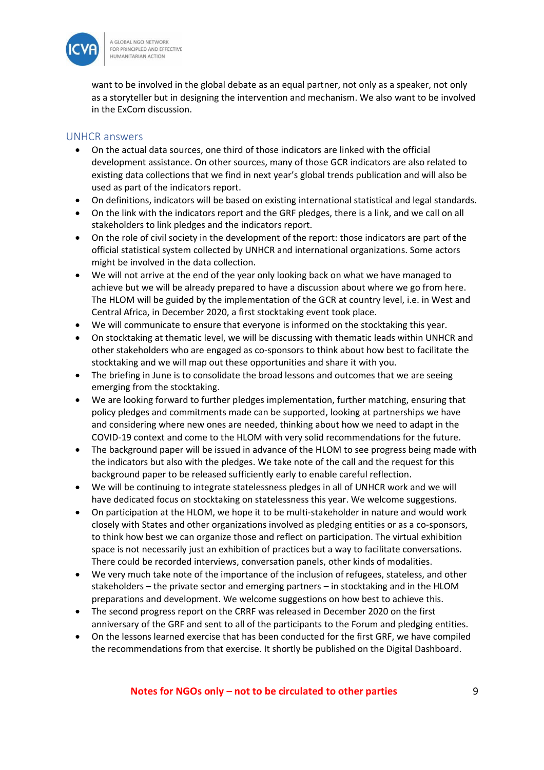want to be involved in the global debate as an equal partner, not only as a speaker, not only as a storyteller but in designing the intervention and mechanism. We also want to be involved in the ExCom discussion.

## UNHCR answers

- On the actual data sources, one third of those indicators are linked with the official development assistance. On other sources, many of those GCR indicators are also related to existing data collections that we find in next year's global trends publication and will also be used as part of the indicators report.
- On definitions, indicators will be based on existing international statistical and legal standards.
- On the link with the indicators report and the GRF pledges, there is a link, and we call on all stakeholders to link pledges and the indicators report.
- On the role of civil society in the development of the report: those indicators are part of the official statistical system collected by UNHCR and international organizations. Some actors might be involved in the data collection.
- We will not arrive at the end of the year only looking back on what we have managed to achieve but we will be already prepared to have a discussion about where we go from here. The HLOM will be guided by the implementation of the GCR at country level, i.e. in West and Central Africa, in December 2020, a first stocktaking event took place.
- We will communicate to ensure that everyone is informed on the stocktaking this year.
- On stocktaking at thematic level, we will be discussing with thematic leads within UNHCR and other stakeholders who are engaged as co-sponsors to think about how best to facilitate the stocktaking and we will map out these opportunities and share it with you.
- The briefing in June is to consolidate the broad lessons and outcomes that we are seeing emerging from the stocktaking.
- We are looking forward to further pledges implementation, further matching, ensuring that policy pledges and commitments made can be supported, looking at partnerships we have and considering where new ones are needed, thinking about how we need to adapt in the COVID-19 context and come to the HLOM with very solid recommendations for the future.
- The background paper will be issued in advance of the HLOM to see progress being made with the indicators but also with the pledges. We take note of the call and the request for this background paper to be released sufficiently early to enable careful reflection.
- We will be continuing to integrate statelessness pledges in all of UNHCR work and we will have dedicated focus on stocktaking on statelessness this year. We welcome suggestions.
- On participation at the HLOM, we hope it to be multi-stakeholder in nature and would work closely with States and other organizations involved as pledging entities or as a co-sponsors, to think how best we can organize those and reflect on participation. The virtual exhibition space is not necessarily just an exhibition of practices but a way to facilitate conversations. There could be recorded interviews, conversation panels, other kinds of modalities.
- We very much take note of the importance of the inclusion of refugees, stateless, and other stakeholders – the private sector and emerging partners – in stocktaking and in the HLOM preparations and development. We welcome suggestions on how best to achieve this.
- The second progress report on the CRRF was released in December 2020 on the first anniversary of the GRF and sent to all of the participants to the Forum and pledging entities.
- On the lessons learned exercise that has been conducted for the first GRF, we have compiled the recommendations from that exercise. It shortly be published on the Digital Dashboard.

**Notes for NGOs only – not to be circulated to other parties**